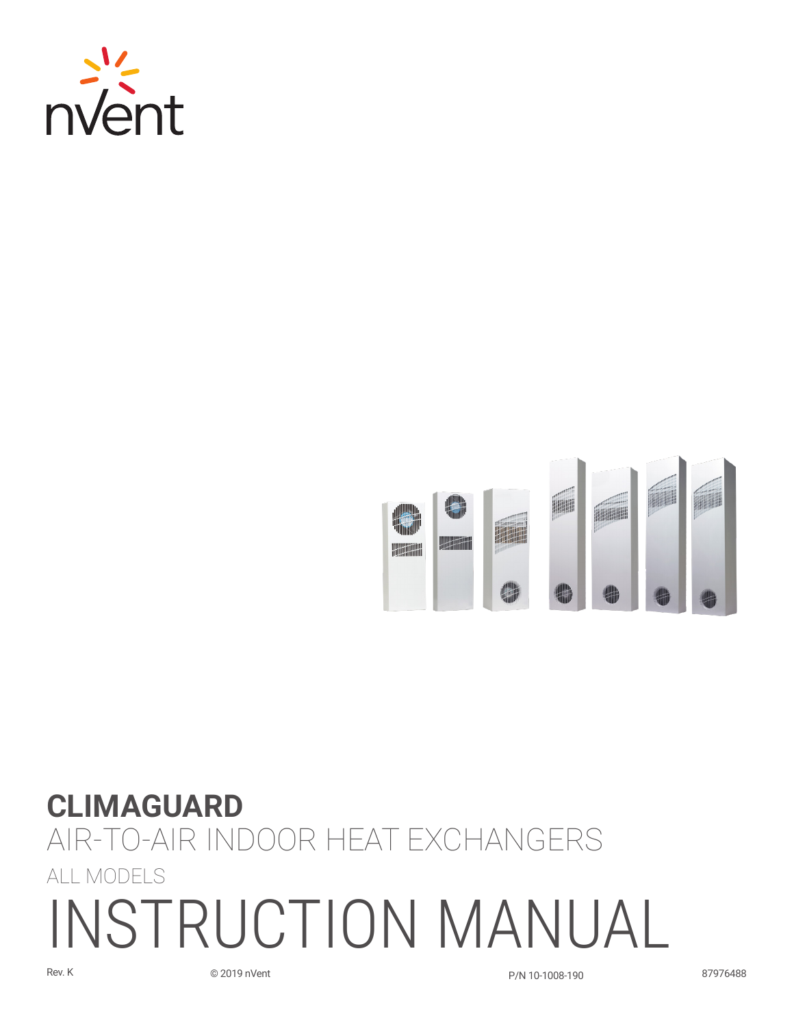nVent

# CLIMAGUARD

## AIR-TO-AIR INDOOR HEAT EXCHANGERS

ALL MODELS

# INSTRUCTION MANUAL

Rev. K

© 2019 nVent

P/N 10-1008-190

87976488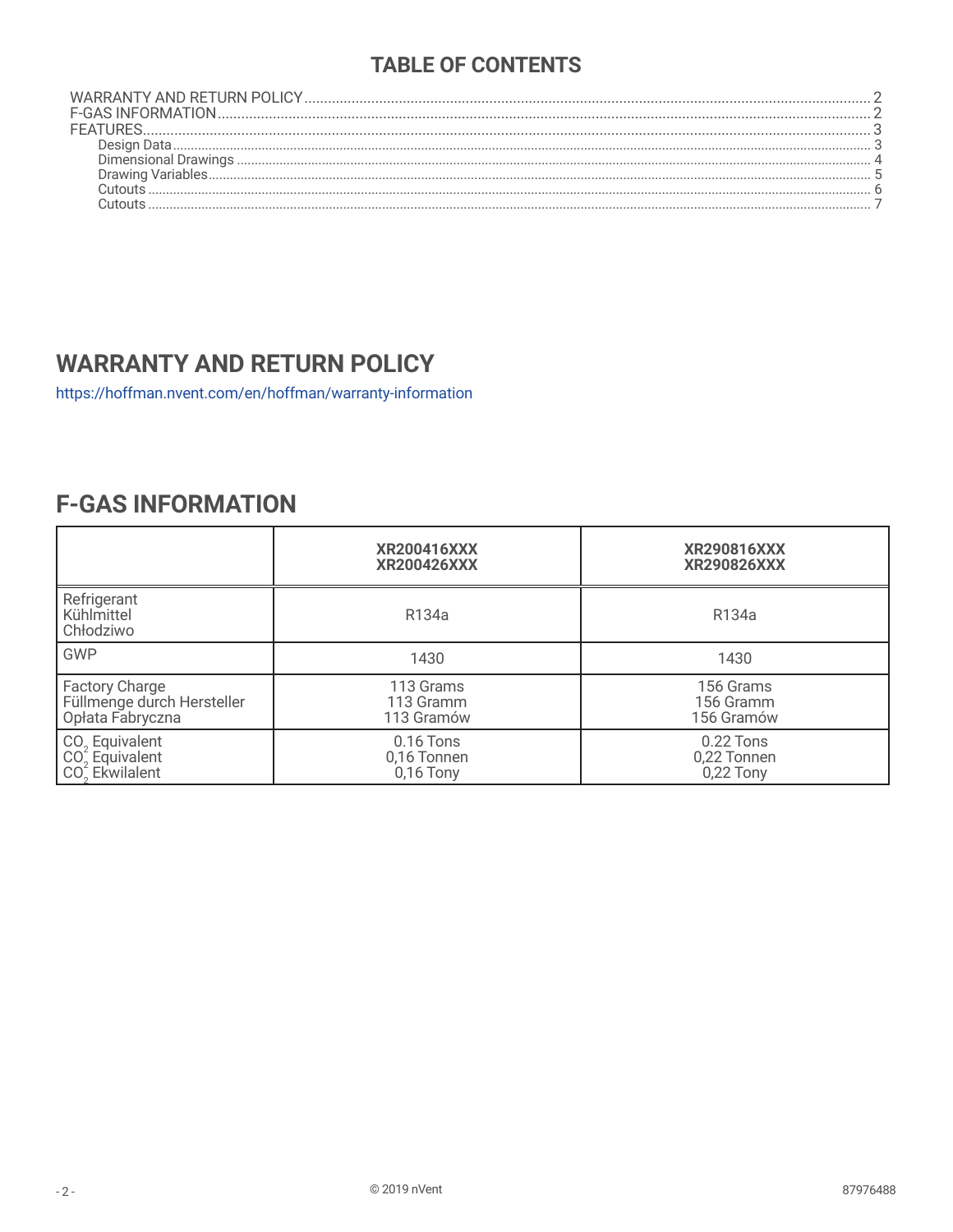## TABLE OF CONTENTS

WARRANTY AND RETURN POLICY ........ 2
F-GAS INFORMATION ........ 2
FEATURES ........ 3
- Design Data ........ 3
- Dimensional Drawings ........ 4
- Drawing Variables ........ 5
- Cutouts ........ 6
- Cutouts ........ 7

# WARRANTY AND RETURN POLICY

https://hoffman.nvent.com/en/hoffman/warranty-information

# F-GAS INFORMATION

| | **XR200416XXX**<br>**XR200426XXX** | **XR290816XXX**<br>**XR290826XXX** |
|---|---|---|
| Refrigerant<br>Kühlmittel<br>Chłodziwo | R134a | R134a |
| GWP | 1430 | 1430 |
| Factory Charge<br>Füllmenge durch Hersteller<br>Opłata Fabryczna | 113 Grams<br>113 Gramm<br>113 Gramów | 156 Grams<br>156 Gramm<br>156 Gramów |
| $CO_2$ Equivalent<br>$CO_2$ Equivalent<br>$CO_2$ Ekwilalent | 0.16 Tons<br>0,16 Tonnen<br>0,16 Tony | 0.22 Tons<br>0,22 Tonnen<br>0,22 Tony |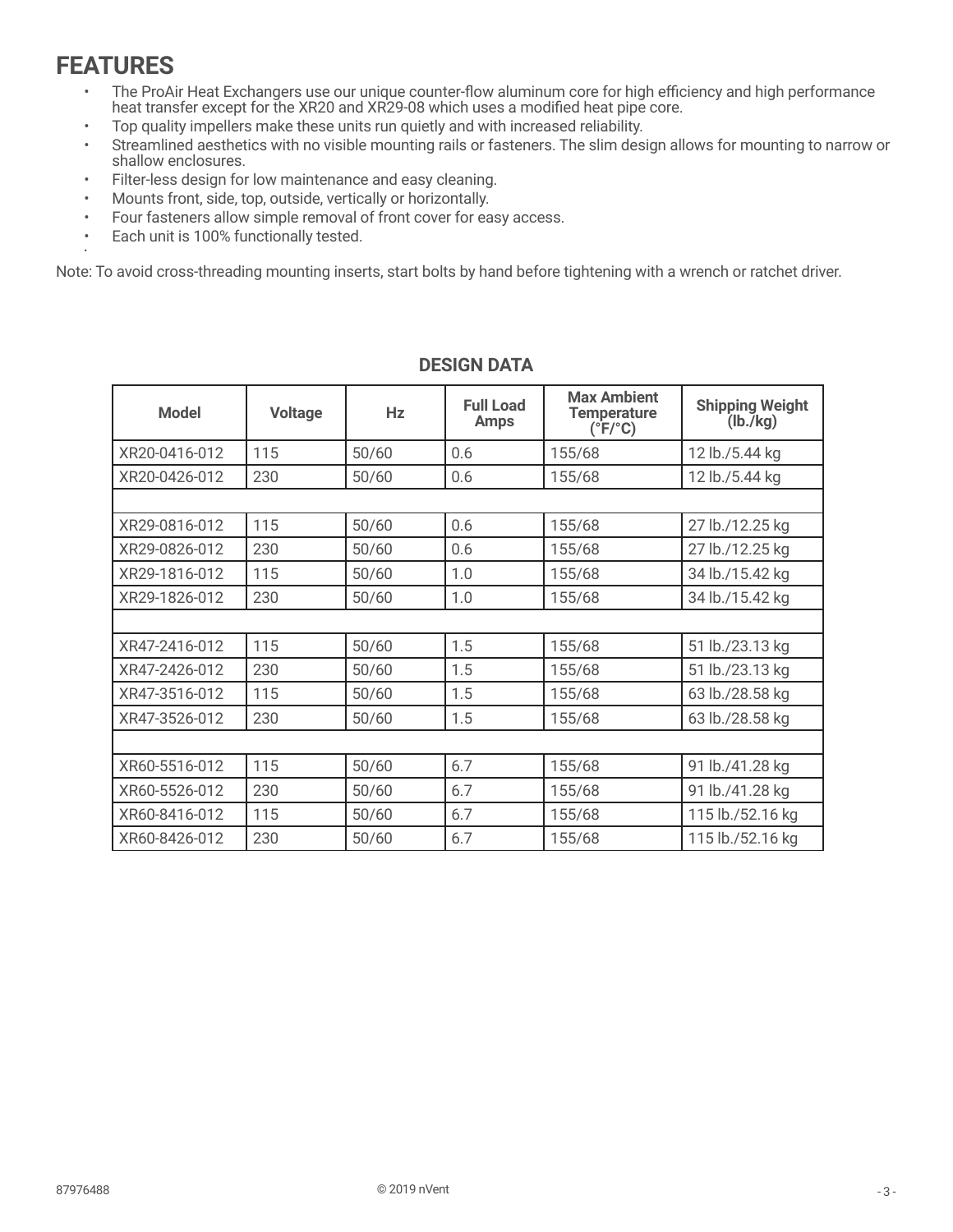# FEATURES

- The ProAir Heat Exchangers use our unique counter-flow aluminum core for high efficiency and high performance heat transfer except for the XR20 and XR29-08 which uses a modified heat pipe core.
- Top quality impellers make these units run quietly and with increased reliability.
- Streamlined aesthetics with no visible mounting rails or fasteners. The slim design allows for mounting to narrow or shallow enclosures.
- Filter-less design for low maintenance and easy cleaning.
- Mounts front, side, top, outside, vertically or horizontally.
- Four fasteners allow simple removal of front cover for easy access.
- Each unit is 100% functionally tested.

Note: To avoid cross-threading mounting inserts, start bolts by hand before tightening with a wrench or ratchet driver.

## DESIGN DATA

| Model | Voltage | Hz | Full Load Amps | Max Ambient Temperature (°F/°C) | Shipping Weight (lb./kg) |
|---|---|---|---|---|---|
| XR20-0416-012 | 115 | 50/60 | 0.6 | 155/68 | 12 lb./5.44 kg |
| XR20-0426-012 | 230 | 50/60 | 0.6 | 155/68 | 12 lb./5.44 kg |
| | | | | | |
| XR29-0816-012 | 115 | 50/60 | 0.6 | 155/68 | 27 lb./12.25 kg |
| XR29-0826-012 | 230 | 50/60 | 0.6 | 155/68 | 27 lb./12.25 kg |
| XR29-1816-012 | 115 | 50/60 | 1.0 | 155/68 | 34 lb./15.42 kg |
| XR29-1826-012 | 230 | 50/60 | 1.0 | 155/68 | 34 lb./15.42 kg |
| | | | | | |
| XR47-2416-012 | 115 | 50/60 | 1.5 | 155/68 | 51 lb./23.13 kg |
| XR47-2426-012 | 230 | 50/60 | 1.5 | 155/68 | 51 lb./23.13 kg |
| XR47-3516-012 | 115 | 50/60 | 1.5 | 155/68 | 63 lb./28.58 kg |
| XR47-3526-012 | 230 | 50/60 | 1.5 | 155/68 | 63 lb./28.58 kg |
| | | | | | |
| XR60-5516-012 | 115 | 50/60 | 6.7 | 155/68 | 91 lb./41.28 kg |
| XR60-5526-012 | 230 | 50/60 | 6.7 | 155/68 | 91 lb./41.28 kg |
| XR60-8416-012 | 115 | 50/60 | 6.7 | 155/68 | 115 lb./52.16 kg |
| XR60-8426-012 | 230 | 50/60 | 6.7 | 155/68 | 115 lb./52.16 kg |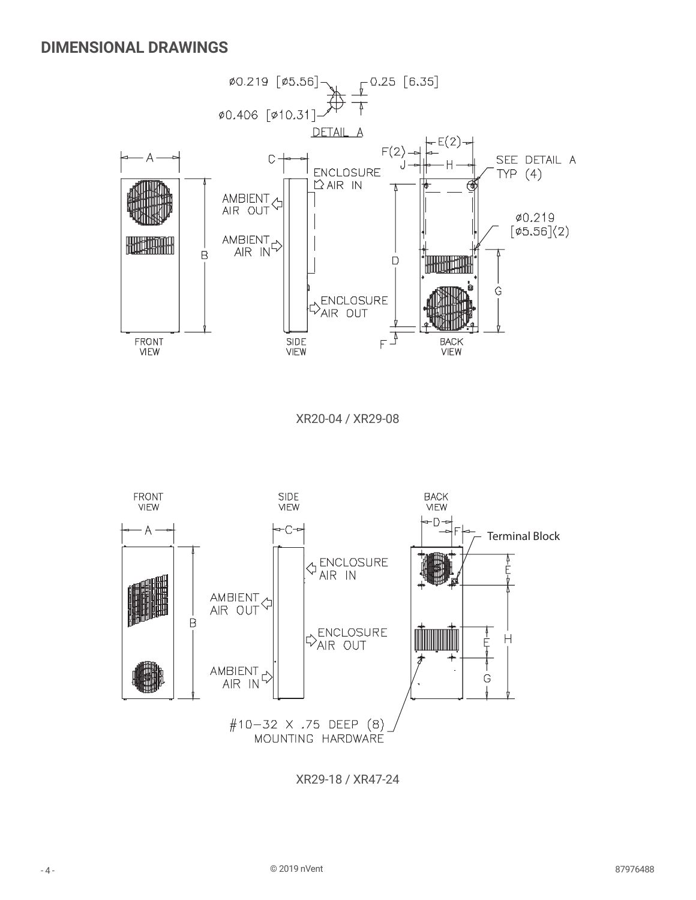## DIMENSIONAL DRAWINGS

Ø0.219 [Ø5.56]

0.25 [6.35]

Ø0.406 [Ø10.31]

DETAIL A

A

B

C

ENCLOSURE AIR IN

AMBIENT AIR OUT

AMBIENT AIR IN

ENCLOSURE AIR OUT

F(2)

E(2)

J

H

SEE DETAIL A TYP (4)

Ø0.219 [Ø5.56](2)

D

G

F

FRONT VIEW

SIDE VIEW

BACK VIEW

XR20-04 / XR29-08

FRONT VIEW

SIDE VIEW

BACK VIEW

A

B

C

D

F

Terminal Block

ENCLOSURE AIR IN

AMBIENT AIR OUT

ENCLOSURE AIR OUT

AMBIENT AIR IN

E

H

E

G

#10–32 X .75 DEEP (8) MOUNTING HARDWARE

XR29-18 / XR47-24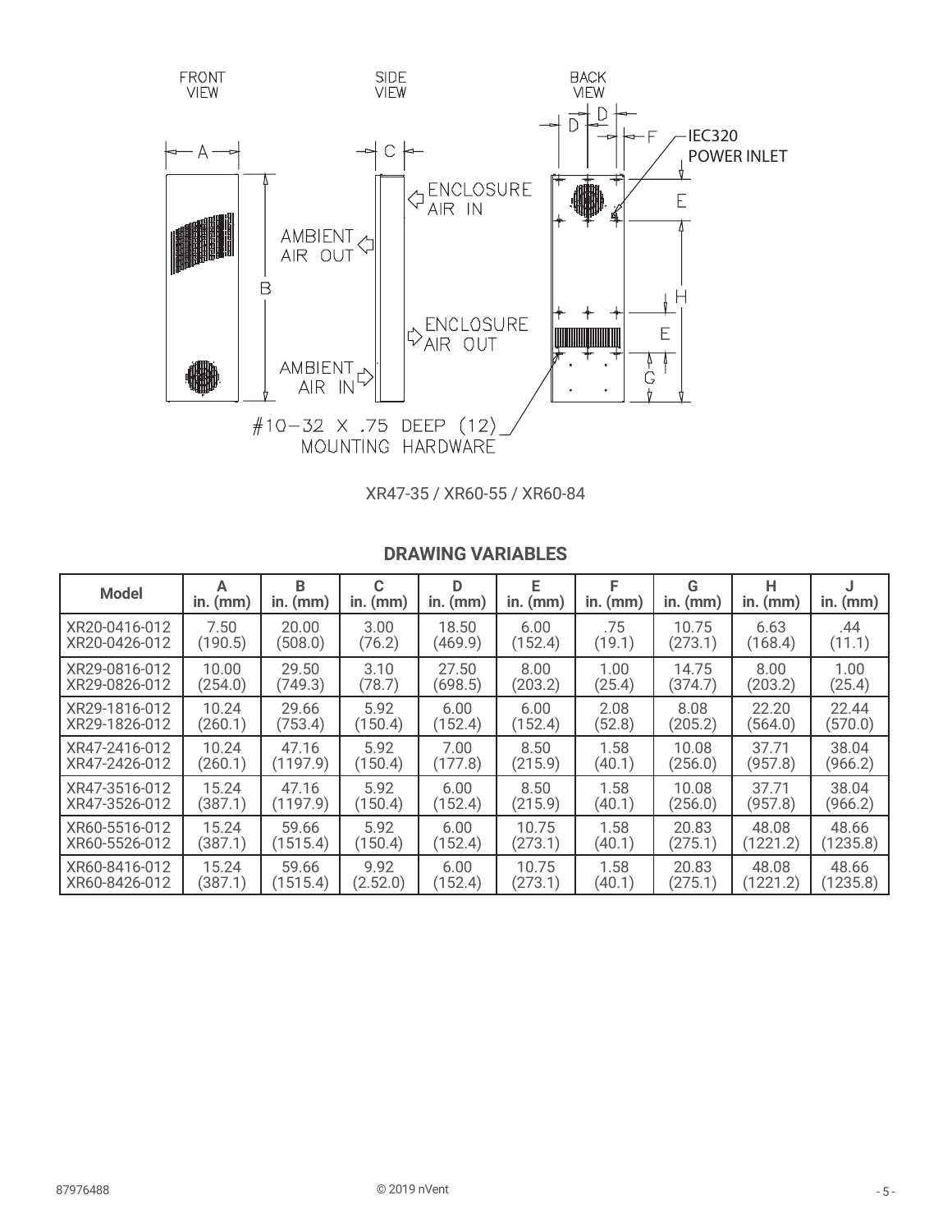FRONT VIEW

SIDE VIEW

BACK VIEW

A B C D E F G H

ENCLOSURE AIR IN

AMBIENT AIR OUT

ENCLOSURE AIR OUT

AMBIENT AIR IN

IEC320 POWER INLET

#10-32 X .75 DEEP (12) MOUNTING HARDWARE

XR47-35 / XR60-55 / XR60-84

## DRAWING VARIABLES

| Model | A in. (mm) | B in. (mm) | C in. (mm) | D in. (mm) | E in. (mm) | F in. (mm) | G in. (mm) | H in. (mm) | J in. (mm) |
|---|---|---|---|---|---|---|---|---|---|
| XR20-0416-012<br>XR20-0426-012 | 7.50<br>(190.5) | 20.00<br>(508.0) | 3.00<br>(76.2) | 18.50<br>(469.9) | 6.00<br>(152.4) | .75<br>(19.1) | 10.75<br>(273.1) | 6.63<br>(168.4) | .44<br>(11.1) |
| XR29-0816-012<br>XR29-0826-012 | 10.00<br>(254.0) | 29.50<br>(749.3) | 3.10<br>(78.7) | 27.50<br>(698.5) | 8.00<br>(203.2) | 1.00<br>(25.4) | 14.75<br>(374.7) | 8.00<br>(203.2) | 1.00<br>(25.4) |
| XR29-1816-012<br>XR29-1826-012 | 10.24<br>(260.1) | 29.66<br>(753.4) | 5.92<br>(150.4) | 6.00<br>(152.4) | 6.00<br>(152.4) | 2.08<br>(52.8) | 8.08<br>(205.2) | 22.20<br>(564.0) | 22.44<br>(570.0) |
| XR47-2416-012<br>XR47-2426-012 | 10.24<br>(260.1) | 47.16<br>(1197.9) | 5.92<br>(150.4) | 7.00<br>(177.8) | 8.50<br>(215.9) | 1.58<br>(40.1) | 10.08<br>(256.0) | 37.71<br>(957.8) | 38.04<br>(966.2) |
| XR47-3516-012<br>XR47-3526-012 | 15.24<br>(387.1) | 47.16<br>(1197.9) | 5.92<br>(150.4) | 6.00<br>(152.4) | 8.50<br>(215.9) | 1.58<br>(40.1) | 10.08<br>(256.0) | 37.71<br>(957.8) | 38.04<br>(966.2) |
| XR60-5516-012<br>XR60-5526-012 | 15.24<br>(387.1) | 59.66<br>(1515.4) | 5.92<br>(150.4) | 6.00<br>(152.4) | 10.75<br>(273.1) | 1.58<br>(40.1) | 20.83<br>(275.1) | 48.08<br>(1221.2) | 48.66<br>(1235.8) |
| XR60-8416-012<br>XR60-8426-012 | 15.24<br>(387.1) | 59.66<br>(1515.4) | 9.92<br>(2.52.0) | 6.00<br>(152.4) | 10.75<br>(273.1) | 1.58<br>(40.1) | 20.83<br>(275.1) | 48.08<br>(1221.2) | 48.66<br>(1235.8) |

87976488 © 2019 nVent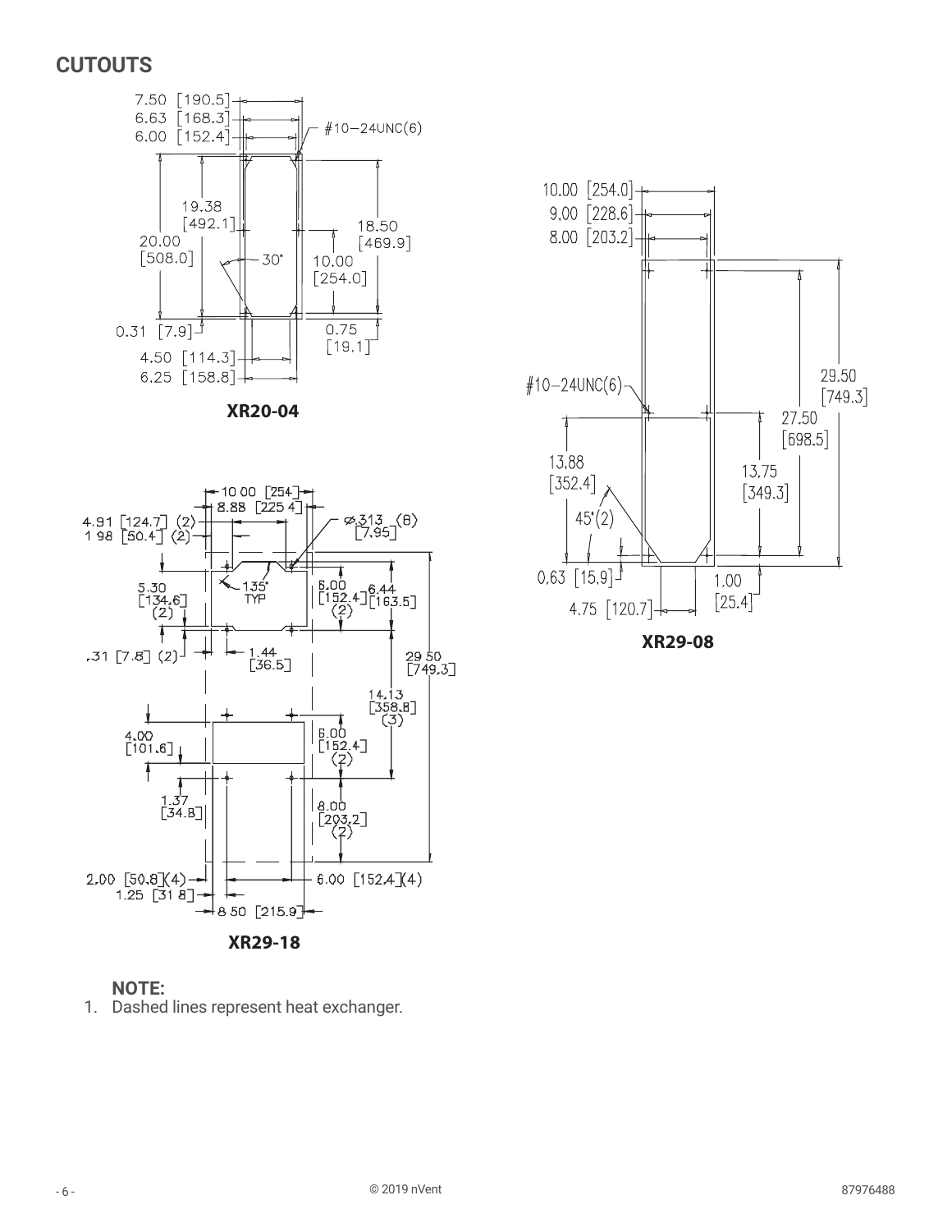## CUTOUTS

XR20-04

XR29-08

XR29-18

**NOTE:**

1. Dashed lines represent heat exchanger.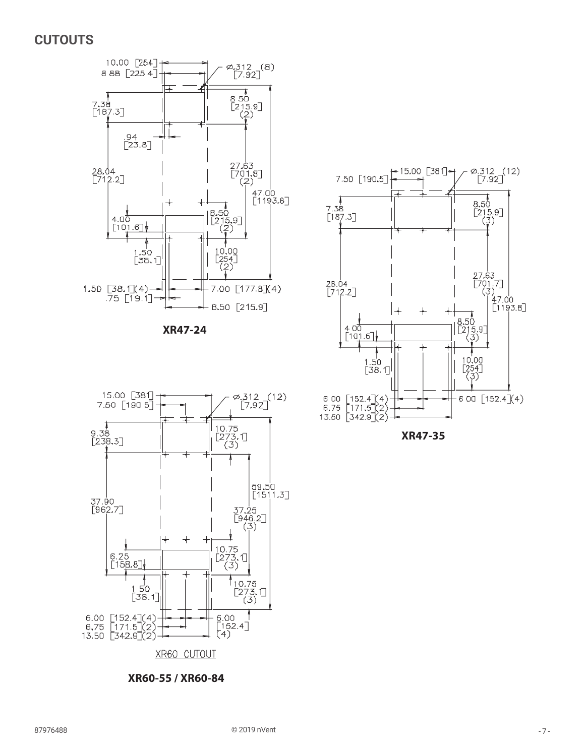## CUTOUTS

10.00 [254]
8.88 [225.4]
⌀.312 (8) [7.92]
7.38 [187.3]
8.50 [215.9] (2)
.94 [23.8]
28.04 [712.2]
27.63 [701.8] (2)
47.00 [1193.8]
4.00 [101.6]
8.50 [215.9] (2)
1.50 [38.1]
10.00 [254] (2)
1.50 [38.1](4)
.75 [19.1]
7.00 [177.8](4)
8.50 [215.9]

**XR47-24**

15.00 [381]
7.50 [190.5]
⌀.312 (12) [7.92]
7.38 [187.3]
8.50 [215.9] (3)
28.04 [712.2]
27.63 [701.7] (3)
47.00 [1193.8]
4.00 [101.6]
8.50 [215.9] (3)
1.50 [38.1]
10.00 [254] (3)
6.00 [152.4](4)
6.75 [171.5](2)
13.50 [342.9](2)
6.00 [152.4](4)

**XR47-35**

15.00 [381]
7.50 [190.5]
⌀.312 (12) [7.92]
9.38 [238.3]
10.75 [273.1] (3)
37.90 [962.7]
59.50 [1511.3]
37.25 [946.2] (3)
6.25 [158.8]
10.75 [273.1] (3)
1.50 [38.1]
10.75 [273.1] (3)
6.00 [152.4](4)
6.75 [171.5](2)
13.50 [342.9](2)
6.00 [152.4] (4)

XR60 CUTOUT

**XR60-55 / XR60-84**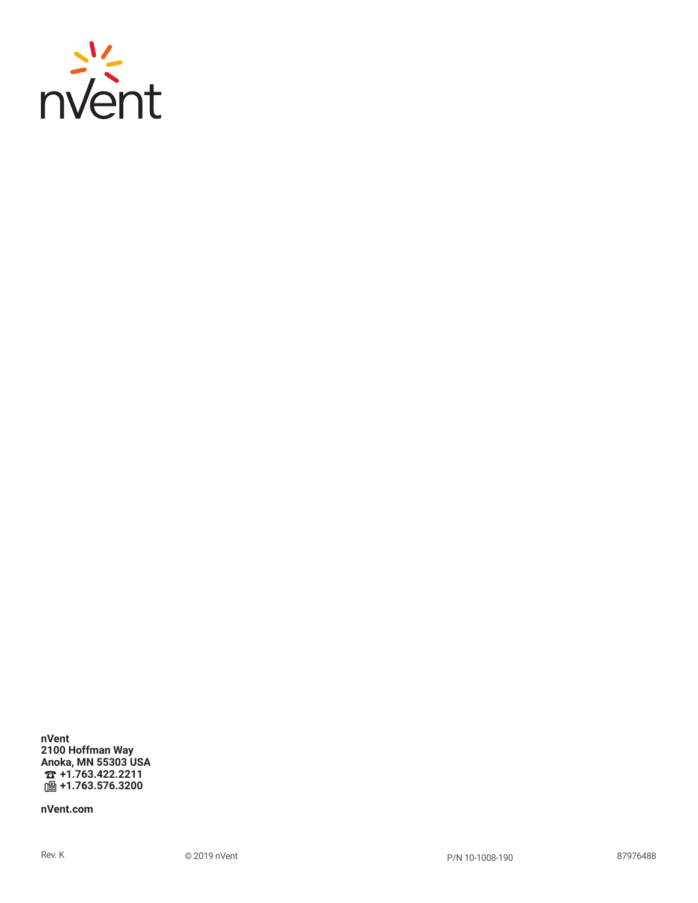**nVent**
**2100 Hoffman Way**
**Anoka, MN 55303 USA**
**☎ +1.763.422.2211**
**📠 +1.763.576.3200**

**nVent.com**

Rev. K

© 2019 nVent

P/N 10-1008-190

87976488